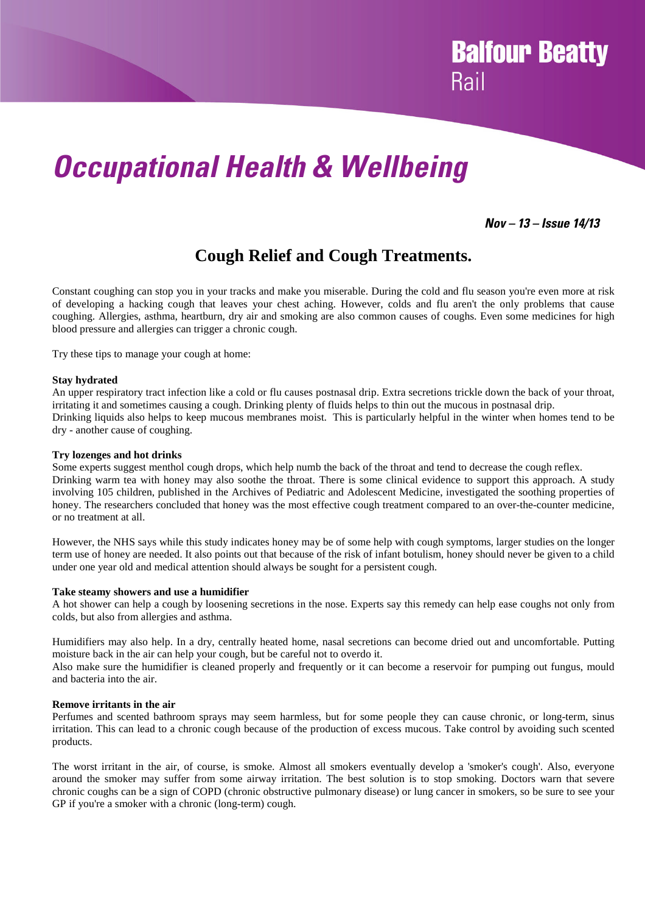Balfour Beatty
Rail

# *Occupational Health & Wellbeing*

***Nov – 13 – Issue 14/13***

## Cough Relief and Cough Treatments.

Constant coughing can stop you in your tracks and make you miserable. During the cold and flu season you're even more at risk of developing a hacking cough that leaves your chest aching. However, colds and flu aren't the only problems that cause coughing. Allergies, asthma, heartburn, dry air and smoking are also common causes of coughs. Even some medicines for high blood pressure and allergies can trigger a chronic cough.

Try these tips to manage your cough at home:

**Stay hydrated**
An upper respiratory tract infection like a cold or flu causes postnasal drip. Extra secretions trickle down the back of your throat, irritating it and sometimes causing a cough. Drinking plenty of fluids helps to thin out the mucous in postnasal drip.
Drinking liquids also helps to keep mucous membranes moist. This is particularly helpful in the winter when homes tend to be dry - another cause of coughing.

**Try lozenges and hot drinks**
Some experts suggest menthol cough drops, which help numb the back of the throat and tend to decrease the cough reflex.
Drinking warm tea with honey may also soothe the throat. There is some clinical evidence to support this approach. A study involving 105 children, published in the Archives of Pediatric and Adolescent Medicine, investigated the soothing properties of honey. The researchers concluded that honey was the most effective cough treatment compared to an over-the-counter medicine, or no treatment at all.

However, the NHS says while this study indicates honey may be of some help with cough symptoms, larger studies on the longer term use of honey are needed. It also points out that because of the risk of infant botulism, honey should never be given to a child under one year old and medical attention should always be sought for a persistent cough.

**Take steamy showers and use a humidifier**
A hot shower can help a cough by loosening secretions in the nose. Experts say this remedy can help ease coughs not only from colds, but also from allergies and asthma.

Humidifiers may also help. In a dry, centrally heated home, nasal secretions can become dried out and uncomfortable. Putting moisture back in the air can help your cough, but be careful not to overdo it.
Also make sure the humidifier is cleaned properly and frequently or it can become a reservoir for pumping out fungus, mould and bacteria into the air.

**Remove irritants in the air**
Perfumes and scented bathroom sprays may seem harmless, but for some people they can cause chronic, or long-term, sinus irritation. This can lead to a chronic cough because of the production of excess mucous. Take control by avoiding such scented products.

The worst irritant in the air, of course, is smoke. Almost all smokers eventually develop a 'smoker's cough'. Also, everyone around the smoker may suffer from some airway irritation. The best solution is to stop smoking. Doctors warn that severe chronic coughs can be a sign of COPD (chronic obstructive pulmonary disease) or lung cancer in smokers, so be sure to see your GP if you're a smoker with a chronic (long-term) cough.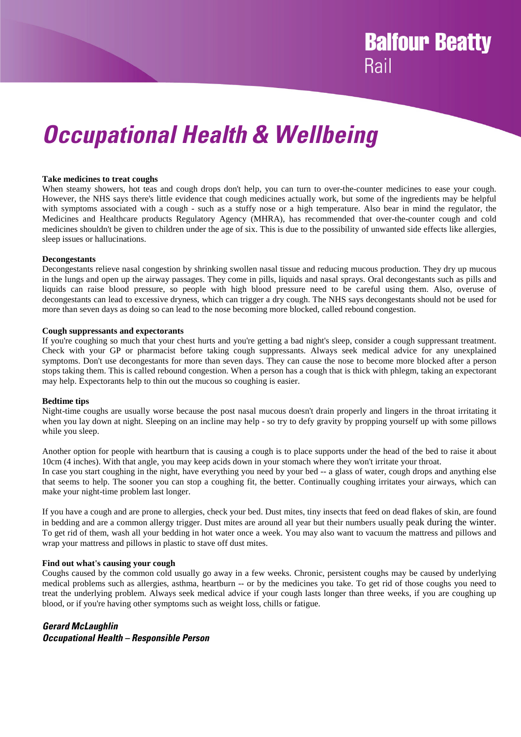# Occupational Health & Wellbeing

**Take medicines to treat coughs**

When steamy showers, hot teas and cough drops don't help, you can turn to over-the-counter medicines to ease your cough. However, the NHS says there's little evidence that cough medicines actually work, but some of the ingredients may be helpful with symptoms associated with a cough - such as a stuffy nose or a high temperature. Also bear in mind the regulator, the Medicines and Healthcare products Regulatory Agency (MHRA), has recommended that over-the-counter cough and cold medicines shouldn't be given to children under the age of six. This is due to the possibility of unwanted side effects like allergies, sleep issues or hallucinations.

**Decongestants**

Decongestants relieve nasal congestion by shrinking swollen nasal tissue and reducing mucous production. They dry up mucous in the lungs and open up the airway passages. They come in pills, liquids and nasal sprays. Oral decongestants such as pills and liquids can raise blood pressure, so people with high blood pressure need to be careful using them. Also, overuse of decongestants can lead to excessive dryness, which can trigger a dry cough. The NHS says decongestants should not be used for more than seven days as doing so can lead to the nose becoming more blocked, called rebound congestion.

**Cough suppressants and expectorants**

If you're coughing so much that your chest hurts and you're getting a bad night's sleep, consider a cough suppressant treatment. Check with your GP or pharmacist before taking cough suppressants. Always seek medical advice for any unexplained symptoms. Don't use decongestants for more than seven days. They can cause the nose to become more blocked after a person stops taking them. This is called rebound congestion. When a person has a cough that is thick with phlegm, taking an expectorant may help. Expectorants help to thin out the mucous so coughing is easier.

**Bedtime tips**

Night-time coughs are usually worse because the post nasal mucous doesn't drain properly and lingers in the throat irritating it when you lay down at night. Sleeping on an incline may help - so try to defy gravity by propping yourself up with some pillows while you sleep.

Another option for people with heartburn that is causing a cough is to place supports under the head of the bed to raise it about 10cm (4 inches). With that angle, you may keep acids down in your stomach where they won't irritate your throat.
In case you start coughing in the night, have everything you need by your bed -- a glass of water, cough drops and anything else that seems to help. The sooner you can stop a coughing fit, the better. Continually coughing irritates your airways, which can make your night-time problem last longer.

If you have a cough and are prone to allergies, check your bed. Dust mites, tiny insects that feed on dead flakes of skin, are found in bedding and are a common allergy trigger. Dust mites are around all year but their numbers usually peak during the winter. To get rid of them, wash all your bedding in hot water once a week. You may also want to vacuum the mattress and pillows and wrap your mattress and pillows in plastic to stave off dust mites.

**Find out what's causing your cough**

Coughs caused by the common cold usually go away in a few weeks. Chronic, persistent coughs may be caused by underlying medical problems such as allergies, asthma, heartburn -- or by the medicines you take. To get rid of those coughs you need to treat the underlying problem. Always seek medical advice if your cough lasts longer than three weeks, if you are coughing up blood, or if you're having other symptoms such as weight loss, chills or fatigue.

***Gerard McLaughlin***
***Occupational Health – Responsible Person***